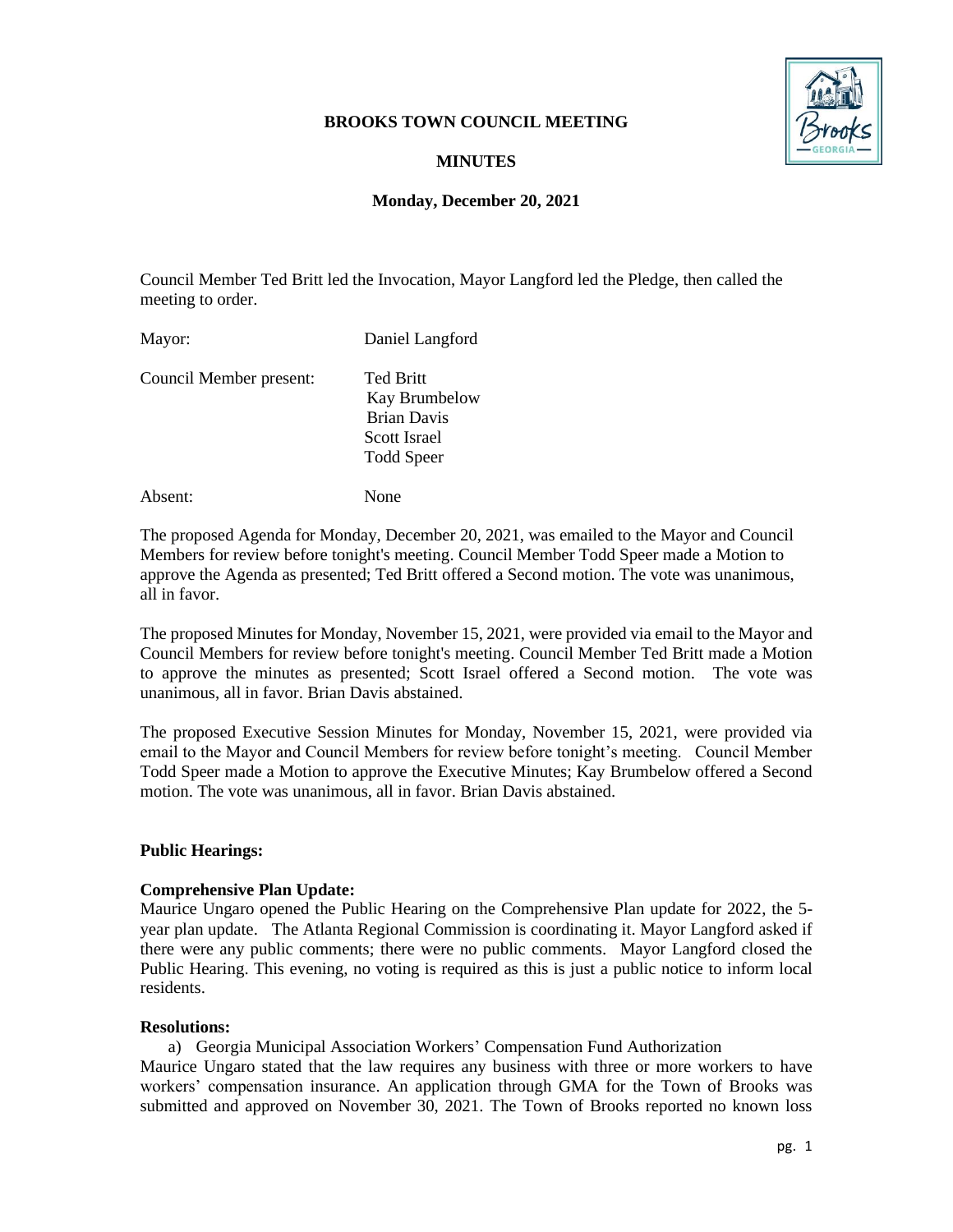**BROOKS TOWN COUNCIL MEETING**

**MINUTES**

**Monday, December 20, 2021**

Council Member Ted Britt led the Invocation, Mayor Langford led the Pledge, then called the meeting to order.

Mayor: Daniel Langford

Council Member present: Ted Britt
Kay Brumbelow
Brian Davis
Scott Israel
Todd Speer

Absent: None

The proposed Agenda for Monday, December 20, 2021, was emailed to the Mayor and Council Members for review before tonight's meeting. Council Member Todd Speer made a Motion to approve the Agenda as presented; Ted Britt offered a Second motion. The vote was unanimous, all in favor.

The proposed Minutes for Monday, November 15, 2021, were provided via email to the Mayor and Council Members for review before tonight's meeting. Council Member Ted Britt made a Motion to approve the minutes as presented; Scott Israel offered a Second motion. The vote was unanimous, all in favor. Brian Davis abstained.

The proposed Executive Session Minutes for Monday, November 15, 2021, were provided via email to the Mayor and Council Members for review before tonight's meeting. Council Member Todd Speer made a Motion to approve the Executive Minutes; Kay Brumbelow offered a Second motion. The vote was unanimous, all in favor. Brian Davis abstained.

**Public Hearings:**

**Comprehensive Plan Update:**
Maurice Ungaro opened the Public Hearing on the Comprehensive Plan update for 2022, the 5-year plan update. The Atlanta Regional Commission is coordinating it. Mayor Langford asked if there were any public comments; there were no public comments. Mayor Langford closed the Public Hearing. This evening, no voting is required as this is just a public notice to inform local residents.

**Resolutions:**

a) Georgia Municipal Association Workers' Compensation Fund Authorization

Maurice Ungaro stated that the law requires any business with three or more workers to have workers' compensation insurance. An application through GMA for the Town of Brooks was submitted and approved on November 30, 2021. The Town of Brooks reported no known loss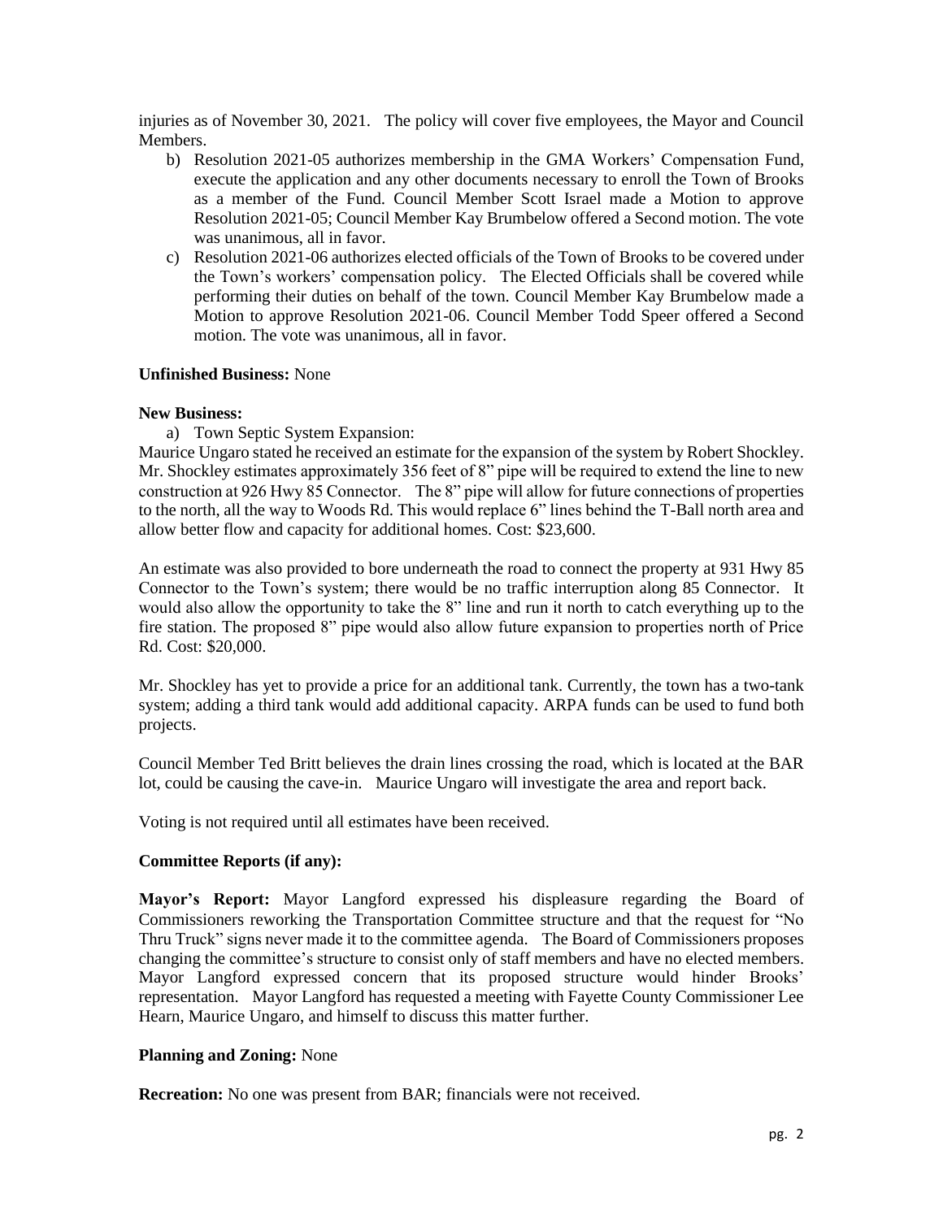injuries as of November 30, 2021. The policy will cover five employees, the Mayor and Council Members.

b) Resolution 2021-05 authorizes membership in the GMA Workers' Compensation Fund, execute the application and any other documents necessary to enroll the Town of Brooks as a member of the Fund. Council Member Scott Israel made a Motion to approve Resolution 2021-05; Council Member Kay Brumbelow offered a Second motion. The vote was unanimous, all in favor.

c) Resolution 2021-06 authorizes elected officials of the Town of Brooks to be covered under the Town's workers' compensation policy. The Elected Officials shall be covered while performing their duties on behalf of the town. Council Member Kay Brumbelow made a Motion to approve Resolution 2021-06. Council Member Todd Speer offered a Second motion. The vote was unanimous, all in favor.

**Unfinished Business:** None

**New Business:**

a) Town Septic System Expansion:

Maurice Ungaro stated he received an estimate for the expansion of the system by Robert Shockley. Mr. Shockley estimates approximately 356 feet of 8" pipe will be required to extend the line to new construction at 926 Hwy 85 Connector. The 8" pipe will allow for future connections of properties to the north, all the way to Woods Rd. This would replace 6" lines behind the T-Ball north area and allow better flow and capacity for additional homes. Cost: $23,600.

An estimate was also provided to bore underneath the road to connect the property at 931 Hwy 85 Connector to the Town's system; there would be no traffic interruption along 85 Connector. It would also allow the opportunity to take the 8" line and run it north to catch everything up to the fire station. The proposed 8" pipe would also allow future expansion to properties north of Price Rd. Cost: $20,000.

Mr. Shockley has yet to provide a price for an additional tank. Currently, the town has a two-tank system; adding a third tank would add additional capacity. ARPA funds can be used to fund both projects.

Council Member Ted Britt believes the drain lines crossing the road, which is located at the BAR lot, could be causing the cave-in. Maurice Ungaro will investigate the area and report back.

Voting is not required until all estimates have been received.

**Committee Reports (if any):**

**Mayor's Report:** Mayor Langford expressed his displeasure regarding the Board of Commissioners reworking the Transportation Committee structure and that the request for "No Thru Truck" signs never made it to the committee agenda. The Board of Commissioners proposes changing the committee's structure to consist only of staff members and have no elected members. Mayor Langford expressed concern that its proposed structure would hinder Brooks' representation. Mayor Langford has requested a meeting with Fayette County Commissioner Lee Hearn, Maurice Ungaro, and himself to discuss this matter further.

**Planning and Zoning:** None

**Recreation:** No one was present from BAR; financials were not received.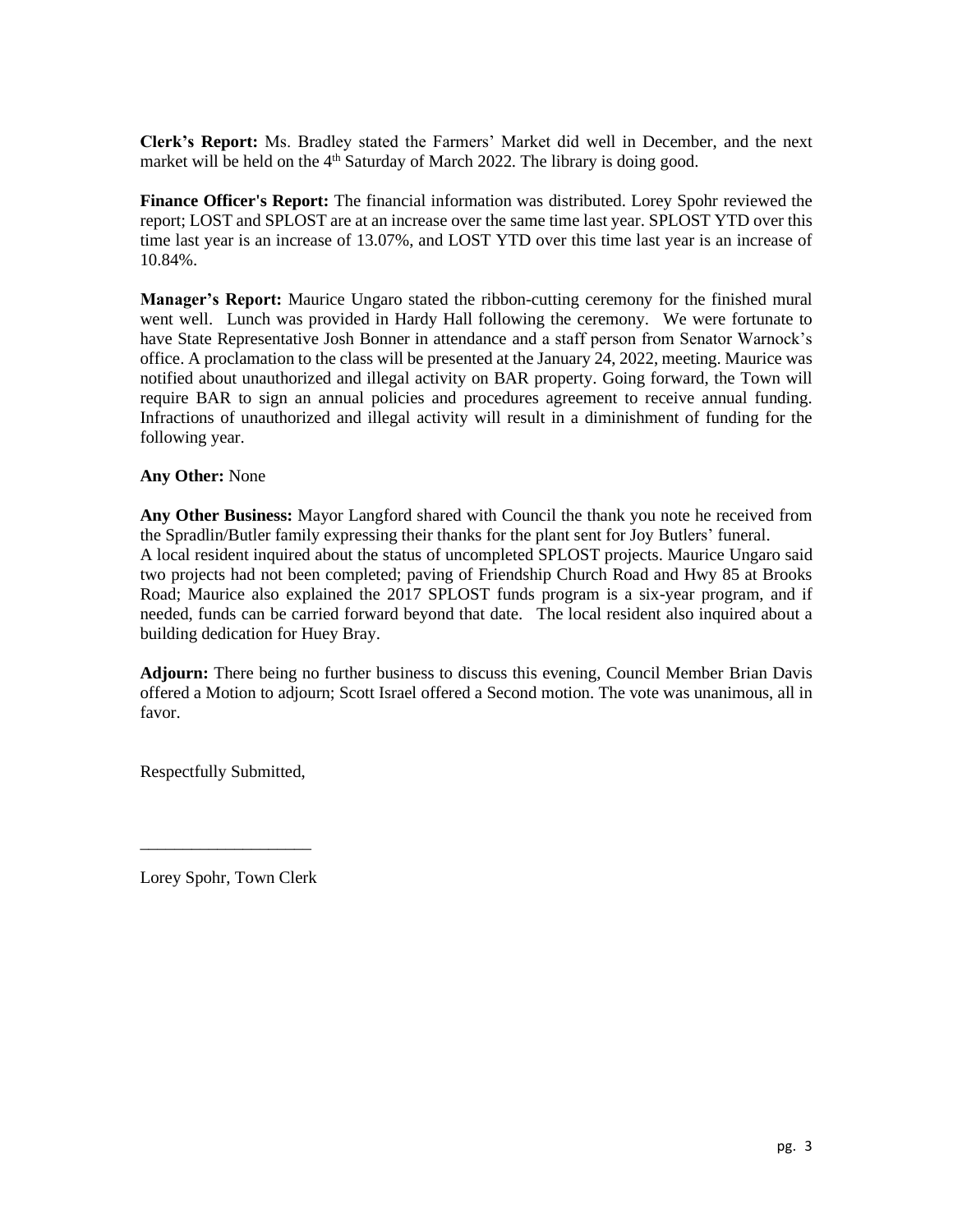**Clerk's Report:** Ms. Bradley stated the Farmers' Market did well in December, and the next market will be held on the 4th Saturday of March 2022. The library is doing good.

**Finance Officer's Report:** The financial information was distributed. Lorey Spohr reviewed the report; LOST and SPLOST are at an increase over the same time last year. SPLOST YTD over this time last year is an increase of 13.07%, and LOST YTD over this time last year is an increase of 10.84%.

**Manager's Report:** Maurice Ungaro stated the ribbon-cutting ceremony for the finished mural went well. Lunch was provided in Hardy Hall following the ceremony. We were fortunate to have State Representative Josh Bonner in attendance and a staff person from Senator Warnock's office. A proclamation to the class will be presented at the January 24, 2022, meeting. Maurice was notified about unauthorized and illegal activity on BAR property. Going forward, the Town will require BAR to sign an annual policies and procedures agreement to receive annual funding. Infractions of unauthorized and illegal activity will result in a diminishment of funding for the following year.

**Any Other:** None

**Any Other Business:** Mayor Langford shared with Council the thank you note he received from the Spradlin/Butler family expressing their thanks for the plant sent for Joy Butlers' funeral.
A local resident inquired about the status of uncompleted SPLOST projects. Maurice Ungaro said two projects had not been completed; paving of Friendship Church Road and Hwy 85 at Brooks Road; Maurice also explained the 2017 SPLOST funds program is a six-year program, and if needed, funds can be carried forward beyond that date. The local resident also inquired about a building dedication for Huey Bray.

**Adjourn:** There being no further business to discuss this evening, Council Member Brian Davis offered a Motion to adjourn; Scott Israel offered a Second motion. The vote was unanimous, all in favor.

Respectfully Submitted,

\_\_\_\_\_\_\_\_\_\_\_\_\_\_\_\_\_\_\_\_

Lorey Spohr, Town Clerk